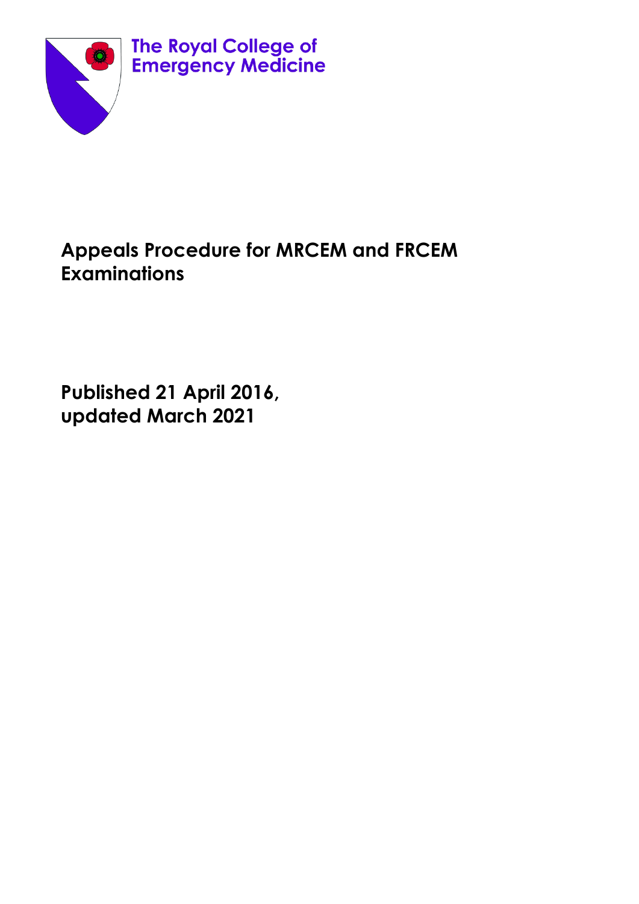The Royal College of Emergency Medicine

# Appeals Procedure for MRCEM and FRCEM Examinations

**Published 21 April 2016,**
**updated March 2021**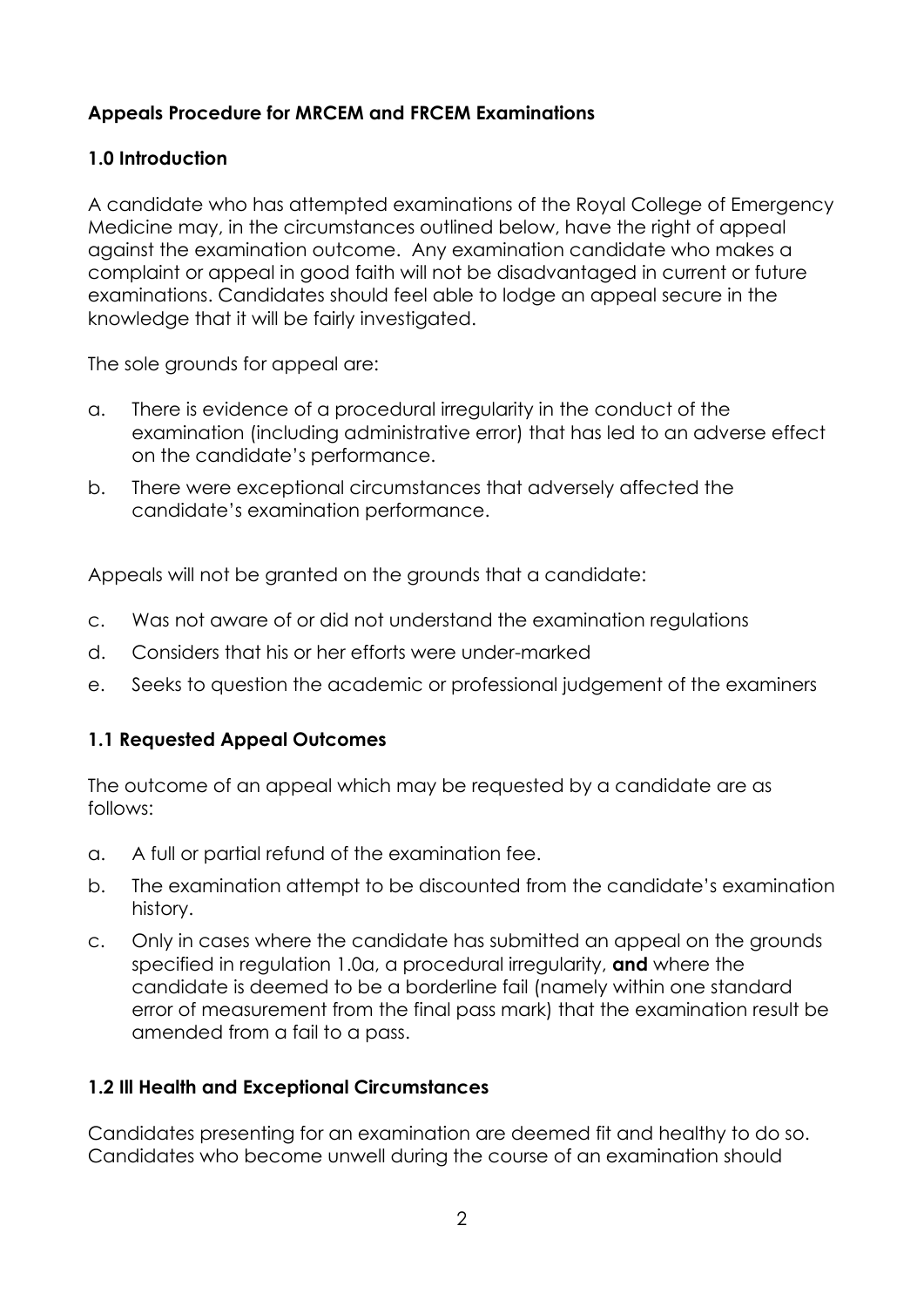**Appeals Procedure for MRCEM and FRCEM Examinations**

**1.0 Introduction**

A candidate who has attempted examinations of the Royal College of Emergency Medicine may, in the circumstances outlined below, have the right of appeal against the examination outcome. Any examination candidate who makes a complaint or appeal in good faith will not be disadvantaged in current or future examinations. Candidates should feel able to lodge an appeal secure in the knowledge that it will be fairly investigated.

The sole grounds for appeal are:

a. There is evidence of a procedural irregularity in the conduct of the examination (including administrative error) that has led to an adverse effect on the candidate's performance.

b. There were exceptional circumstances that adversely affected the candidate's examination performance.

Appeals will not be granted on the grounds that a candidate:

c. Was not aware of or did not understand the examination regulations

d. Considers that his or her efforts were under-marked

e. Seeks to question the academic or professional judgement of the examiners

**1.1 Requested Appeal Outcomes**

The outcome of an appeal which may be requested by a candidate are as follows:

a. A full or partial refund of the examination fee.

b. The examination attempt to be discounted from the candidate's examination history.

c. Only in cases where the candidate has submitted an appeal on the grounds specified in regulation 1.0a, a procedural irregularity, **and** where the candidate is deemed to be a borderline fail (namely within one standard error of measurement from the final pass mark) that the examination result be amended from a fail to a pass.

**1.2 Ill Health and Exceptional Circumstances**

Candidates presenting for an examination are deemed fit and healthy to do so. Candidates who become unwell during the course of an examination should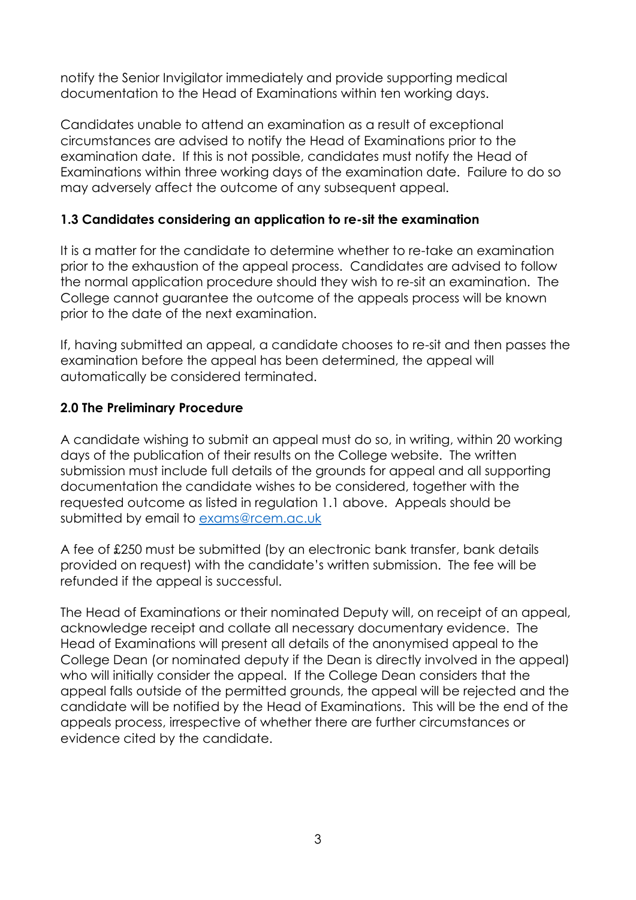notify the Senior Invigilator immediately and provide supporting medical documentation to the Head of Examinations within ten working days.

Candidates unable to attend an examination as a result of exceptional circumstances are advised to notify the Head of Examinations prior to the examination date. If this is not possible, candidates must notify the Head of Examinations within three working days of the examination date. Failure to do so may adversely affect the outcome of any subsequent appeal.

### 1.3 Candidates considering an application to re-sit the examination

It is a matter for the candidate to determine whether to re-take an examination prior to the exhaustion of the appeal process. Candidates are advised to follow the normal application procedure should they wish to re-sit an examination. The College cannot guarantee the outcome of the appeals process will be known prior to the date of the next examination.

If, having submitted an appeal, a candidate chooses to re-sit and then passes the examination before the appeal has been determined, the appeal will automatically be considered terminated.

## 2.0 The Preliminary Procedure

A candidate wishing to submit an appeal must do so, in writing, within 20 working days of the publication of their results on the College website. The written submission must include full details of the grounds for appeal and all supporting documentation the candidate wishes to be considered, together with the requested outcome as listed in regulation 1.1 above. Appeals should be submitted by email to [exams@rcem.ac.uk](mailto:exams@rcem.ac.uk)

A fee of £250 must be submitted (by an electronic bank transfer, bank details provided on request) with the candidate's written submission. The fee will be refunded if the appeal is successful.

The Head of Examinations or their nominated Deputy will, on receipt of an appeal, acknowledge receipt and collate all necessary documentary evidence. The Head of Examinations will present all details of the anonymised appeal to the College Dean (or nominated deputy if the Dean is directly involved in the appeal) who will initially consider the appeal. If the College Dean considers that the appeal falls outside of the permitted grounds, the appeal will be rejected and the candidate will be notified by the Head of Examinations. This will be the end of the appeals process, irrespective of whether there are further circumstances or evidence cited by the candidate.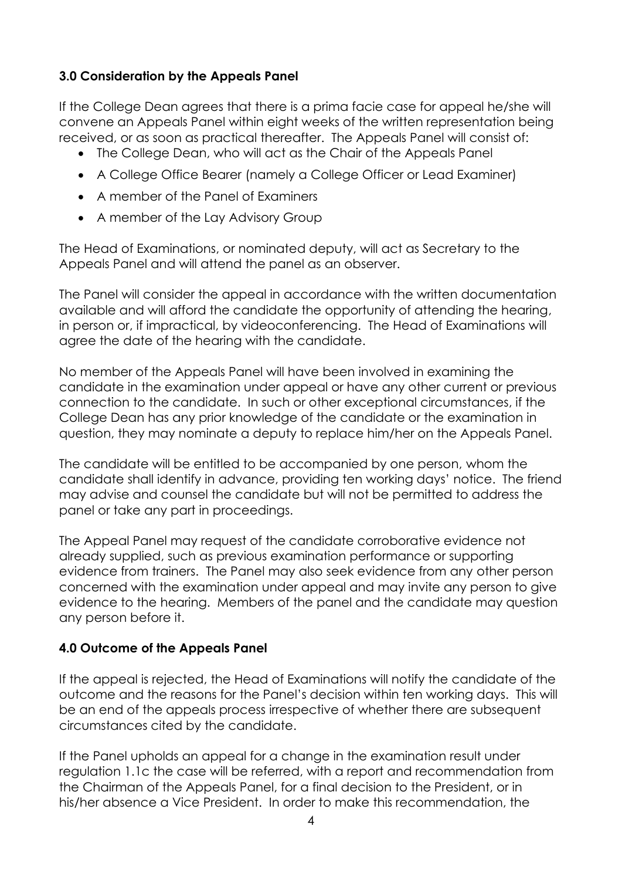## 3.0 Consideration by the Appeals Panel

If the College Dean agrees that there is a prima facie case for appeal he/she will convene an Appeals Panel within eight weeks of the written representation being received, or as soon as practical thereafter. The Appeals Panel will consist of:

- The College Dean, who will act as the Chair of the Appeals Panel
- A College Office Bearer (namely a College Officer or Lead Examiner)
- A member of the Panel of Examiners
- A member of the Lay Advisory Group

The Head of Examinations, or nominated deputy, will act as Secretary to the Appeals Panel and will attend the panel as an observer.

The Panel will consider the appeal in accordance with the written documentation available and will afford the candidate the opportunity of attending the hearing, in person or, if impractical, by videoconferencing. The Head of Examinations will agree the date of the hearing with the candidate.

No member of the Appeals Panel will have been involved in examining the candidate in the examination under appeal or have any other current or previous connection to the candidate. In such or other exceptional circumstances, if the College Dean has any prior knowledge of the candidate or the examination in question, they may nominate a deputy to replace him/her on the Appeals Panel.

The candidate will be entitled to be accompanied by one person, whom the candidate shall identify in advance, providing ten working days' notice. The friend may advise and counsel the candidate but will not be permitted to address the panel or take any part in proceedings.

The Appeal Panel may request of the candidate corroborative evidence not already supplied, such as previous examination performance or supporting evidence from trainers. The Panel may also seek evidence from any other person concerned with the examination under appeal and may invite any person to give evidence to the hearing. Members of the panel and the candidate may question any person before it.

## 4.0 Outcome of the Appeals Panel

If the appeal is rejected, the Head of Examinations will notify the candidate of the outcome and the reasons for the Panel's decision within ten working days. This will be an end of the appeals process irrespective of whether there are subsequent circumstances cited by the candidate.

If the Panel upholds an appeal for a change in the examination result under regulation 1.1c the case will be referred, with a report and recommendation from the Chairman of the Appeals Panel, for a final decision to the President, or in his/her absence a Vice President. In order to make this recommendation, the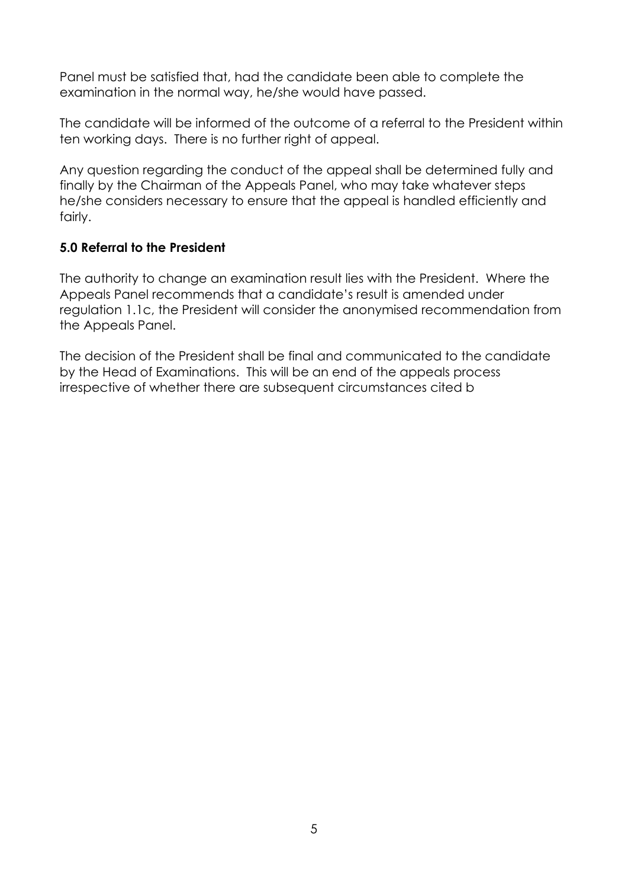Panel must be satisfied that, had the candidate been able to complete the examination in the normal way, he/she would have passed.

The candidate will be informed of the outcome of a referral to the President within ten working days. There is no further right of appeal.

Any question regarding the conduct of the appeal shall be determined fully and finally by the Chairman of the Appeals Panel, who may take whatever steps he/she considers necessary to ensure that the appeal is handled efficiently and fairly.

**5.0 Referral to the President**

The authority to change an examination result lies with the President. Where the Appeals Panel recommends that a candidate's result is amended under regulation 1.1c, the President will consider the anonymised recommendation from the Appeals Panel.

The decision of the President shall be final and communicated to the candidate by the Head of Examinations. This will be an end of the appeals process irrespective of whether there are subsequent circumstances cited b